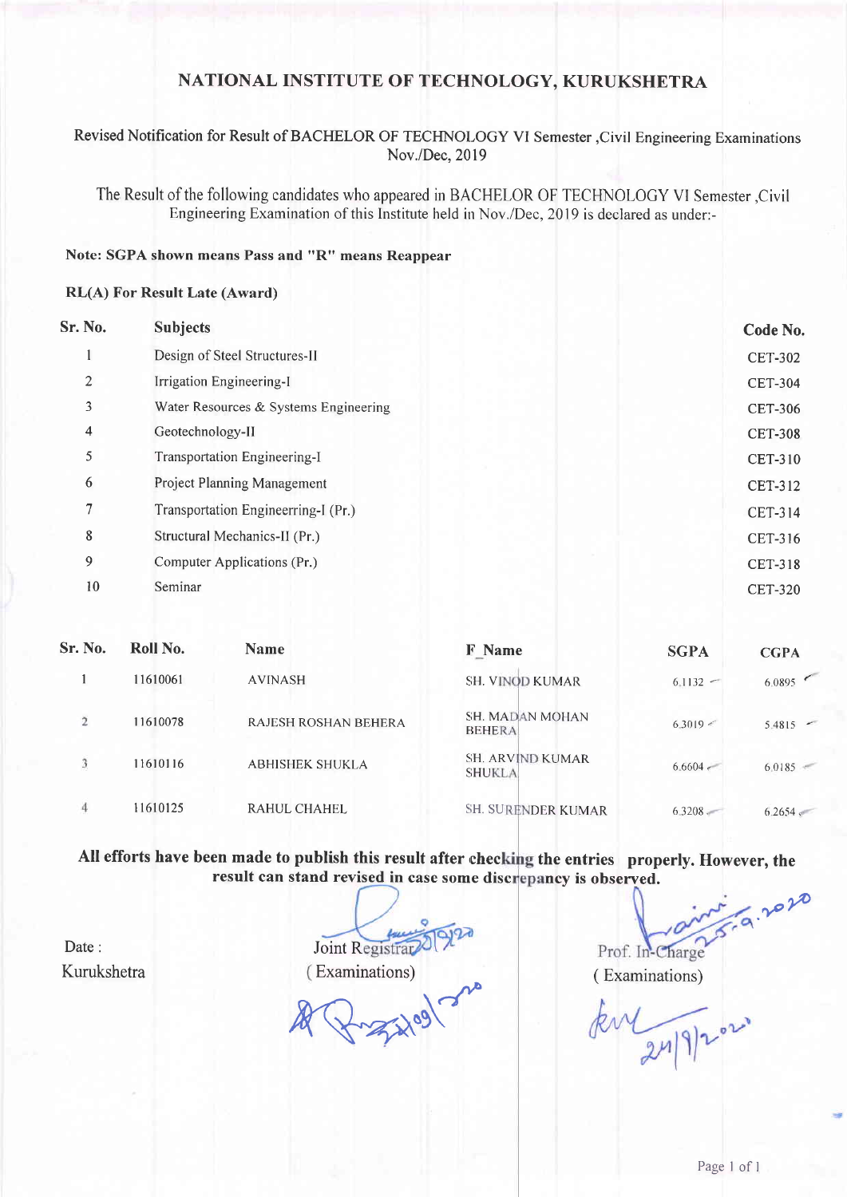# NATIONAL INSTITUTE OF TECHNOLOGY, KURUKSHETRA

Revised Notification for Result of BACHELOR OF TECHNOLOGY VI Semester ,Civil Engineering Examinations Nov./Dec, 2019

The Result of the following candidates who appeared in BACHELOR OF TECHNOLOGY VI Semester ,Civil Engineering Examination of this Institute held in Nov./Dec, 2019 is declared as under:-

**Note: SGPA shown means Pass and "R" means Reappear**

**RL(A) For Result Late (Award)**

| Sr. No. | Subjects | Code No. |
|---|---|---|
| 1 | Design of Steel Structures-II | CET-302 |
| 2 | Irrigation Engineering-I | CET-304 |
| 3 | Water Resources & Systems Engineering | CET-306 |
| 4 | Geotechnology-II | CET-308 |
| 5 | Transportation Engineering-I | CET-310 |
| 6 | Project Planning Management | CET-312 |
| 7 | Transportation Engineerring-I (Pr.) | CET-314 |
| 8 | Structural Mechanics-II (Pr.) | CET-316 |
| 9 | Computer Applications (Pr.) | CET-318 |
| 10 | Seminar | CET-320 |

| Sr. No. | Roll No. | Name | F_Name | SGPA | CGPA |
|---|---|---|---|---|---|
| 1 | 11610061 | AVINASH | SH. VINOD KUMAR | 6.1132 | 6.0895 |
| 2 | 11610078 | RAJESH ROSHAN BEHERA | SH. MADAN MOHAN BEHERA | 6.3019 | 5.4815 |
| 3 | 11610116 | ABHISHEK SHUKLA | SH. ARVIND KUMAR SHUKLA | 6.6604 | 6.0185 |
| 4 | 11610125 | RAHUL CHAHEL | SH. SURENDER KUMAR | 6.3208 | 6.2654 |

**All efforts have been made to publish this result after checking the entries properly. However, the result can stand revised in case some discrepancy is observed.**

Date :
Kurukshetra

Joint Registrar
(Examinations)

Prof. In-Charge
(Examinations)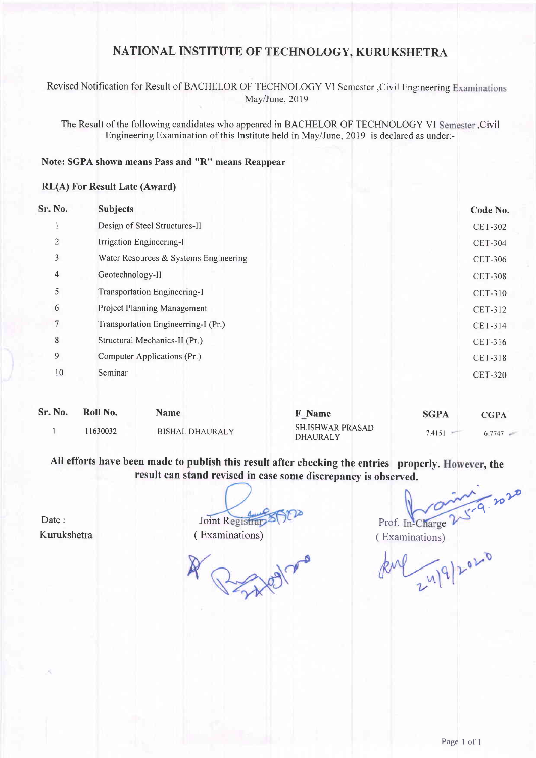# NATIONAL INSTITUTE OF TECHNOLOGY, KURUKSHETRA

Revised Notification for Result of BACHELOR OF TECHNOLOGY VI Semester ,Civil Engineering Examinations May/June, 2019

The Result of the following candidates who appeared in BACHELOR OF TECHNOLOGY VI Semester ,Civil Engineering Examination of this Institute held in May/June, 2019 is declared as under:-

**Note: SGPA shown means Pass and "R" means Reappear**

**RL(A) For Result Late (Award)**

| Sr. No. | Subjects | Code No. |
|---|---|---|
| 1 | Design of Steel Structures-II | CET-302 |
| 2 | Irrigation Engineering-I | CET-304 |
| 3 | Water Resources & Systems Engineering | CET-306 |
| 4 | Geotechnology-II | CET-308 |
| 5 | Transportation Engineering-I | CET-310 |
| 6 | Project Planning Management | CET-312 |
| 7 | Transportation Engineerring-I (Pr.) | CET-314 |
| 8 | Structural Mechanics-II (Pr.) | CET-316 |
| 9 | Computer Applications (Pr.) | CET-318 |
| 10 | Seminar | CET-320 |

| Sr. No. | Roll No. | Name | F_Name | SGPA | CGPA |
|---|---|---|---|---|---|
| 1 | 11630032 | BISHAL DHAURALY | SH.ISHWAR PRASAD DHAURALY | 7.4151 | 6.7747 |

**All efforts have been made to publish this result after checking the entries properly. However, the result can stand revised in case some discrepancy is observed.**

Date :
Kurukshetra

Joint Registrar
( Examinations)

Prof. In-Charge
( Examinations)